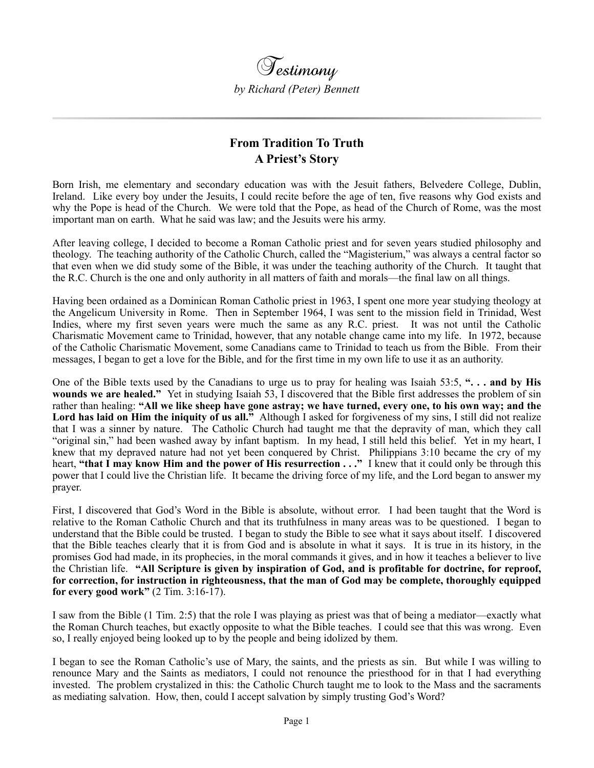# Testimony

*by Richard (Peter) Bennett*

## From Tradition To Truth
## A Priest's Story

Born Irish, me elementary and secondary education was with the Jesuit fathers, Belvedere College, Dublin, Ireland. Like every boy under the Jesuits, I could recite before the age of ten, five reasons why God exists and why the Pope is head of the Church. We were told that the Pope, as head of the Church of Rome, was the most important man on earth. What he said was law; and the Jesuits were his army.

After leaving college, I decided to become a Roman Catholic priest and for seven years studied philosophy and theology. The teaching authority of the Catholic Church, called the "Magisterium," was always a central factor so that even when we did study some of the Bible, it was under the teaching authority of the Church. It taught that the R.C. Church is the one and only authority in all matters of faith and morals—the final law on all things.

Having been ordained as a Dominican Roman Catholic priest in 1963, I spent one more year studying theology at the Angelicum University in Rome. Then in September 1964, I was sent to the mission field in Trinidad, West Indies, where my first seven years were much the same as any R.C. priest. It was not until the Catholic Charismatic Movement came to Trinidad, however, that any notable change came into my life. In 1972, because of the Catholic Charismatic Movement, some Canadians came to Trinidad to teach us from the Bible. From their messages, I began to get a love for the Bible, and for the first time in my own life to use it as an authority.

One of the Bible texts used by the Canadians to urge us to pray for healing was Isaiah 53:5, **". . . and by His wounds we are healed."** Yet in studying Isaiah 53, I discovered that the Bible first addresses the problem of sin rather than healing: **"All we like sheep have gone astray; we have turned, every one, to his own way; and the Lord has laid on Him the iniquity of us all."** Although I asked for forgiveness of my sins, I still did not realize that I was a sinner by nature. The Catholic Church had taught me that the depravity of man, which they call "original sin," had been washed away by infant baptism. In my head, I still held this belief. Yet in my heart, I knew that my depraved nature had not yet been conquered by Christ. Philippians 3:10 became the cry of my heart, **"that I may know Him and the power of His resurrection . . ."** I knew that it could only be through this power that I could live the Christian life. It became the driving force of my life, and the Lord began to answer my prayer.

First, I discovered that God's Word in the Bible is absolute, without error. I had been taught that the Word is relative to the Roman Catholic Church and that its truthfulness in many areas was to be questioned. I began to understand that the Bible could be trusted. I began to study the Bible to see what it says about itself. I discovered that the Bible teaches clearly that it is from God and is absolute in what it says. It is true in its history, in the promises God had made, in its prophecies, in the moral commands it gives, and in how it teaches a believer to live the Christian life. **"All Scripture is given by inspiration of God, and is profitable for doctrine, for reproof, for correction, for instruction in righteousness, that the man of God may be complete, thoroughly equipped for every good work"** (2 Tim. 3:16-17).

I saw from the Bible (1 Tim. 2:5) that the role I was playing as priest was that of being a mediator—exactly what the Roman Church teaches, but exactly opposite to what the Bible teaches. I could see that this was wrong. Even so, I really enjoyed being looked up to by the people and being idolized by them.

I began to see the Roman Catholic's use of Mary, the saints, and the priests as sin. But while I was willing to renounce Mary and the Saints as mediators, I could not renounce the priesthood for in that I had everything invested. The problem crystalized in this: the Catholic Church taught me to look to the Mass and the sacraments as mediating salvation. How, then, could I accept salvation by simply trusting God's Word?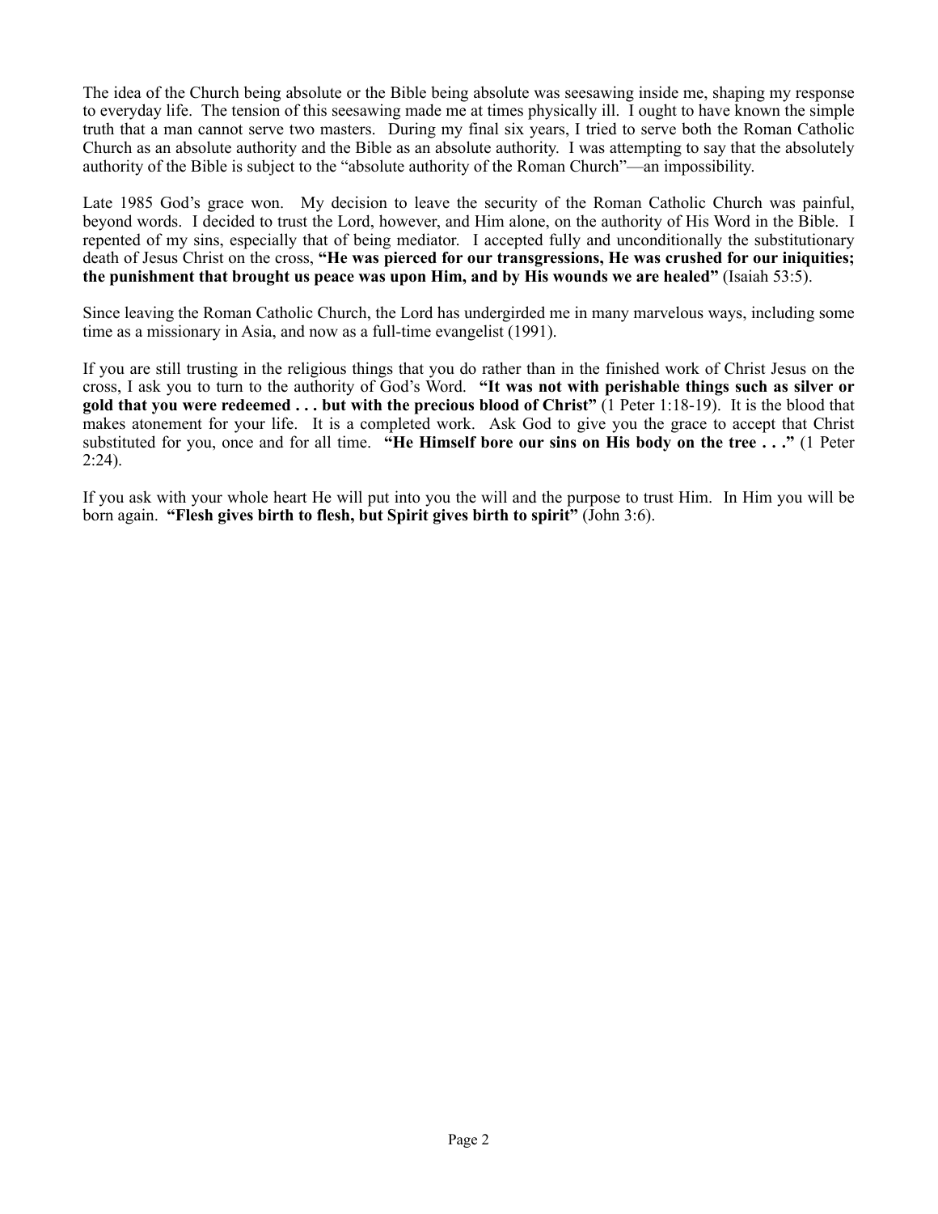The idea of the Church being absolute or the Bible being absolute was seesawing inside me, shaping my response to everyday life. The tension of this seesawing made me at times physically ill. I ought to have known the simple truth that a man cannot serve two masters. During my final six years, I tried to serve both the Roman Catholic Church as an absolute authority and the Bible as an absolute authority. I was attempting to say that the absolutely authority of the Bible is subject to the "absolute authority of the Roman Church"—an impossibility.

Late 1985 God's grace won. My decision to leave the security of the Roman Catholic Church was painful, beyond words. I decided to trust the Lord, however, and Him alone, on the authority of His Word in the Bible. I repented of my sins, especially that of being mediator. I accepted fully and unconditionally the substitutionary death of Jesus Christ on the cross, **"He was pierced for our transgressions, He was crushed for our iniquities; the punishment that brought us peace was upon Him, and by His wounds we are healed"** (Isaiah 53:5).

Since leaving the Roman Catholic Church, the Lord has undergirded me in many marvelous ways, including some time as a missionary in Asia, and now as a full-time evangelist (1991).

If you are still trusting in the religious things that you do rather than in the finished work of Christ Jesus on the cross, I ask you to turn to the authority of God's Word. **"It was not with perishable things such as silver or gold that you were redeemed . . . but with the precious blood of Christ"** (1 Peter 1:18-19). It is the blood that makes atonement for your life. It is a completed work. Ask God to give you the grace to accept that Christ substituted for you, once and for all time. **"He Himself bore our sins on His body on the tree . . ."** (1 Peter 2:24).

If you ask with your whole heart He will put into you the will and the purpose to trust Him. In Him you will be born again. **"Flesh gives birth to flesh, but Spirit gives birth to spirit"** (John 3:6).